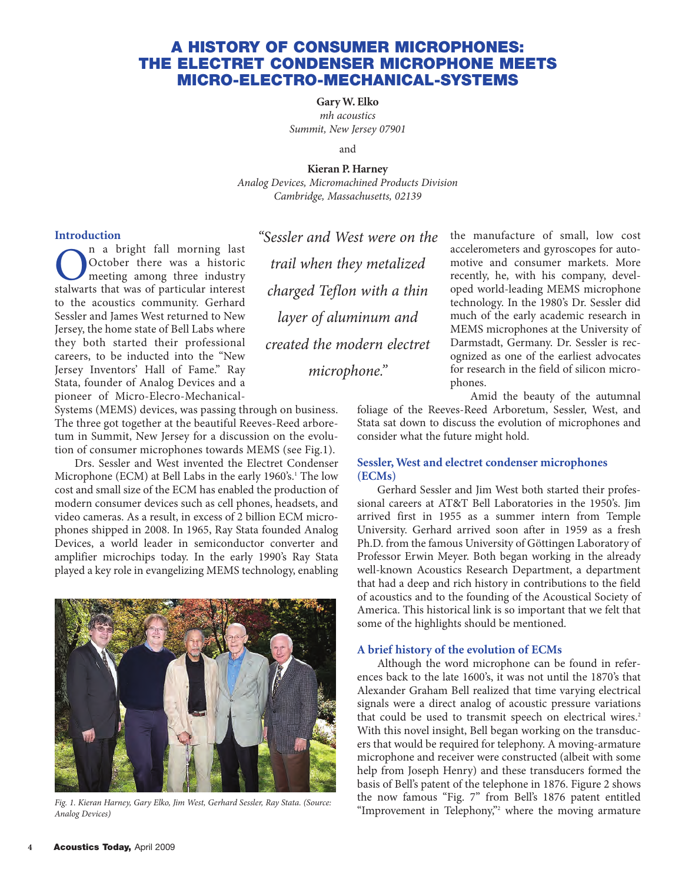# A HISTORY OF CONSUMER MICROPHONES: THE ELECTRET CONDENSER MICROPHONE MEETS MICRO-ELECTRO-MECHANICAL-SYSTEMS

**Gary W. Elko**
*mh acoustics*
*Summit, New Jersey 07901*

and

**Kieran P. Harney**
*Analog Devices, Micromachined Products Division*
*Cambridge, Massachusetts, 02139*

## Introduction

On a bright fall morning last October there was a historic meeting among three industry stalwarts that was of particular interest to the acoustics community. Gerhard Sessler and James West returned to New Jersey, the home state of Bell Labs where they both started their professional careers, to be inducted into the "New Jersey Inventors' Hall of Fame." Ray Stata, founder of Analog Devices and a pioneer of Micro-Elecro-Mechanical-Systems (MEMS) devices, was passing through on business. The three got together at the beautiful Reeves-Reed arboretum in Summit, New Jersey for a discussion on the evolution of consumer microphones towards MEMS (see Fig.1).

Drs. Sessler and West invented the Electret Condenser Microphone (ECM) at Bell Labs in the early 1960's.[1] The low cost and small size of the ECM has enabled the production of modern consumer devices such as cell phones, headsets, and video cameras. As a result, in excess of 2 billion ECM microphones shipped in 2008. In 1965, Ray Stata founded Analog Devices, a world leader in semiconductor converter and amplifier microchips today. In the early 1990's Ray Stata played a key role in evangelizing MEMS technology, enabling the manufacture of small, low cost accelerometers and gyroscopes for automotive and consumer markets. More recently, he, with his company, developed world-leading MEMS microphone technology. In the 1980's Dr. Sessler did much of the early academic research in MEMS microphones at the University of Darmstadt, Germany. Dr. Sessler is recognized as one of the earliest advocates for research in the field of silicon microphones.

*"Sessler and West were on the trail when they metalized charged Teflon with a thin layer of aluminum and created the modern electret microphone."*

Fig. 1. Kieran Harney, Gary Elko, Jim West, Gerhard Sessler, Ray Stata. (Source: Analog Devices)

Amid the beauty of the autumnal foliage of the Reeves-Reed Arboretum, Sessler, West, and Stata sat down to discuss the evolution of microphones and consider what the future might hold.

## Sessler, West and electret condenser microphones (ECMs)

Gerhard Sessler and Jim West both started their professional careers at AT&T Bell Laboratories in the 1950's. Jim arrived first in 1955 as a summer intern from Temple University. Gerhard arrived soon after in 1959 as a fresh Ph.D. from the famous University of Göttingen Laboratory of Professor Erwin Meyer. Both began working in the already well-known Acoustics Research Department, a department that had a deep and rich history in contributions to the field of acoustics and to the founding of the Acoustical Society of America. This historical link is so important that we felt that some of the highlights should be mentioned.

## A brief history of the evolution of ECMs

Although the word microphone can be found in references back to the late 1600's, it was not until the 1870's that Alexander Graham Bell realized that time varying electrical signals were a direct analog of acoustic pressure variations that could be used to transmit speech on electrical wires.[2] With this novel insight, Bell began working on the transducers that would be required for telephony. A moving-armature microphone and receiver were constructed (albeit with some help from Joseph Henry) and these transducers formed the basis of Bell's patent of the telephone in 1876. Figure 2 shows the now famous "Fig. 7" from Bell's 1876 patent entitled "Improvement in Telephony,"[2] where the moving armature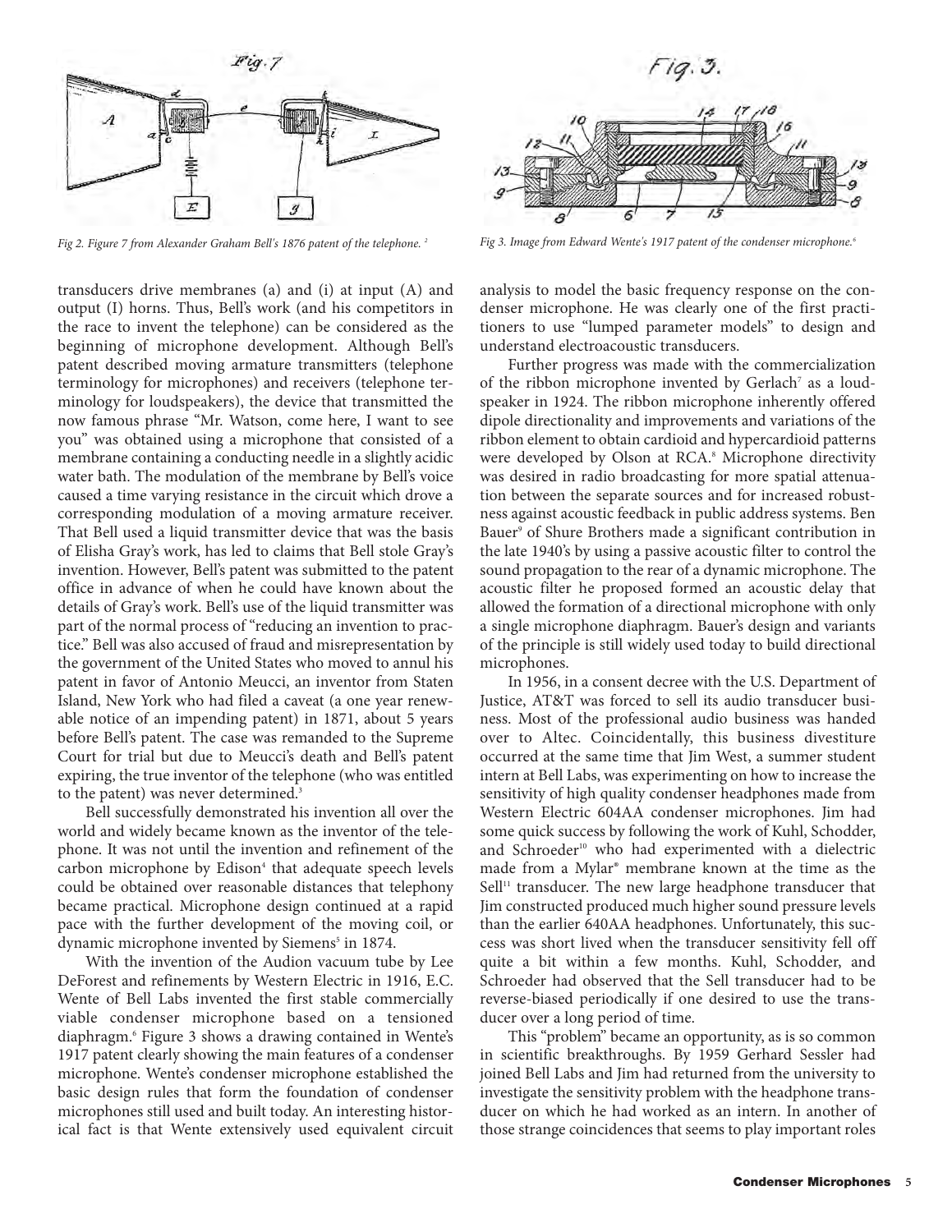Fig 2. Figure 7 from Alexander Graham Bell's 1876 patent of the telephone. [2]

Fig 3. Image from Edward Wente's 1917 patent of the condenser microphone.[6]

transducers drive membranes (a) and (i) at input (A) and output (I) horns. Thus, Bell's work (and his competitors in the race to invent the telephone) can be considered as the beginning of microphone development. Although Bell's patent described moving armature transmitters (telephone terminology for microphones) and receivers (telephone terminology for loudspeakers), the device that transmitted the now famous phrase "Mr. Watson, come here, I want to see you" was obtained using a microphone that consisted of a membrane containing a conducting needle in a slightly acidic water bath. The modulation of the membrane by Bell's voice caused a time varying resistance in the circuit which drove a corresponding modulation of a moving armature receiver. That Bell used a liquid transmitter device that was the basis of Elisha Gray's work, has led to claims that Bell stole Gray's invention. However, Bell's patent was submitted to the patent office in advance of when he could have known about the details of Gray's work. Bell's use of the liquid transmitter was part of the normal process of "reducing an invention to practice." Bell was also accused of fraud and misrepresentation by the government of the United States who moved to annul his patent in favor of Antonio Meucci, an inventor from Staten Island, New York who had filed a caveat (a one year renewable notice of an impending patent) in 1871, about 5 years before Bell's patent. The case was remanded to the Supreme Court for trial but due to Meucci's death and Bell's patent expiring, the true inventor of the telephone (who was entitled to the patent) was never determined.[3]

Bell successfully demonstrated his invention all over the world and widely became known as the inventor of the telephone. It was not until the invention and refinement of the carbon microphone by Edison[4] that adequate speech levels could be obtained over reasonable distances that telephony became practical. Microphone design continued at a rapid pace with the further development of the moving coil, or dynamic microphone invented by Siemens[5] in 1874.

With the invention of the Audion vacuum tube by Lee DeForest and refinements by Western Electric in 1916, E.C. Wente of Bell Labs invented the first stable commercially viable condenser microphone based on a tensioned diaphragm.[6] Figure 3 shows a drawing contained in Wente's 1917 patent clearly showing the main features of a condenser microphone. Wente's condenser microphone established the basic design rules that form the foundation of condenser microphones still used and built today. An interesting historical fact is that Wente extensively used equivalent circuit analysis to model the basic frequency response on the condenser microphone. He was clearly one of the first practitioners to use "lumped parameter models" to design and understand electroacoustic transducers.

Further progress was made with the commercialization of the ribbon microphone invented by Gerlach[7] as a loudspeaker in 1924. The ribbon microphone inherently offered dipole directionality and improvements and variations of the ribbon element to obtain cardioid and hypercardioid patterns were developed by Olson at RCA.[8] Microphone directivity was desired in radio broadcasting for more spatial attenuation between the separate sources and for increased robustness against acoustic feedback in public address systems. Ben Bauer[9] of Shure Brothers made a significant contribution in the late 1940's by using a passive acoustic filter to control the sound propagation to the rear of a dynamic microphone. The acoustic filter he proposed formed an acoustic delay that allowed the formation of a directional microphone with only a single microphone diaphragm. Bauer's design and variants of the principle is still widely used today to build directional microphones.

In 1956, in a consent decree with the U.S. Department of Justice, AT&T was forced to sell its audio transducer business. Most of the professional audio business was handed over to Altec. Coincidentally, this business divestiture occurred at the same time that Jim West, a summer student intern at Bell Labs, was experimenting on how to increase the sensitivity of high quality condenser headphones made from Western Electric 604AA condenser microphones. Jim had some quick success by following the work of Kuhl, Schodder, and Schroeder[10] who had experimented with a dielectric made from a Mylar® membrane known at the time as the Sell[11] transducer. The new large headphone transducer that Jim constructed produced much higher sound pressure levels than the earlier 640AA headphones. Unfortunately, this success was short lived when the transducer sensitivity fell off quite a bit within a few months. Kuhl, Schodder, and Schroeder had observed that the Sell transducer had to be reverse-biased periodically if one desired to use the transducer over a long period of time.

This "problem" became an opportunity, as is so common in scientific breakthroughs. By 1959 Gerhard Sessler had joined Bell Labs and Jim had returned from the university to investigate the sensitivity problem with the headphone transducer on which he had worked as an intern. In another of those strange coincidences that seems to play important roles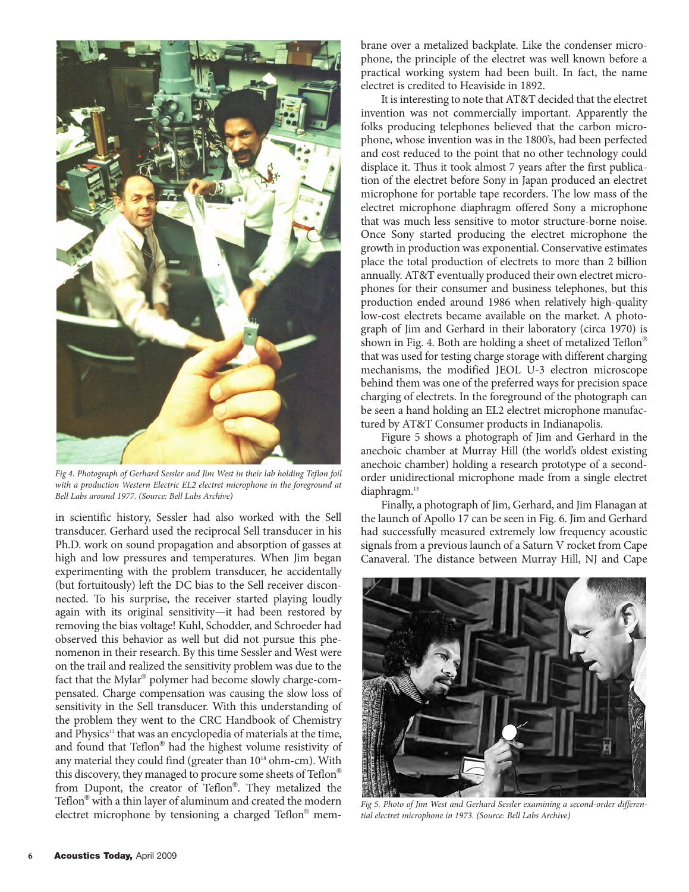Fig 4. Photograph of Gerhard Sessler and Jim West in their lab holding Teflon foil with a production Western Electric EL2 electret microphone in the foreground at Bell Labs around 1977. (Source: Bell Labs Archive)

in scientific history, Sessler had also worked with the Sell transducer. Gerhard used the reciprocal Sell transducer in his Ph.D. work on sound propagation and absorption of gasses at high and low pressures and temperatures. When Jim began experimenting with the problem transducer, he accidentally (but fortuitously) left the DC bias to the Sell receiver disconnected. To his surprise, the receiver started playing loudly again with its original sensitivity—it had been restored by removing the bias voltage! Kuhl, Schodder, and Schroeder had observed this behavior as well but did not pursue this phenomenon in their research. By this time Sessler and West were on the trail and realized the sensitivity problem was due to the fact that the Mylar® polymer had become slowly charge-compensated. Charge compensation was causing the slow loss of sensitivity in the Sell transducer. With this understanding of the problem they went to the CRC Handbook of Chemistry and Physics[12] that was an encyclopedia of materials at the time, and found that Teflon® had the highest volume resistivity of any material they could find (greater than $10^{18}$ ohm-cm). With this discovery, they managed to procure some sheets of Teflon® from Dupont, the creator of Teflon®. They metalized the Teflon® with a thin layer of aluminum and created the modern electret microphone by tensioning a charged Teflon® membrane over a metalized backplate. Like the condenser microphone, the principle of the electret was well known before a practical working system had been built. In fact, the name electret is credited to Heaviside in 1892.

It is interesting to note that AT&T decided that the electret invention was not commercially important. Apparently the folks producing telephones believed that the carbon microphone, whose invention was in the 1800's, had been perfected and cost reduced to the point that no other technology could displace it. Thus it took almost 7 years after the first publication of the electret before Sony in Japan produced an electret microphone for portable tape recorders. The low mass of the electret microphone diaphragm offered Sony a microphone that was much less sensitive to motor structure-borne noise. Once Sony started producing the electret microphone the growth in production was exponential. Conservative estimates place the total production of electrets to more than 2 billion annually. AT&T eventually produced their own electret microphones for their consumer and business telephones, but this production ended around 1986 when relatively high-quality low-cost electrets became available on the market. A photograph of Jim and Gerhard in their laboratory (circa 1970) is shown in Fig. 4. Both are holding a sheet of metalized Teflon® that was used for testing charge storage with different charging mechanisms, the modified JEOL U-3 electron microscope behind them was one of the preferred ways for precision space charging of electrets. In the foreground of the photograph can be seen a hand holding an EL2 electret microphone manufactured by AT&T Consumer products in Indianapolis.

Figure 5 shows a photograph of Jim and Gerhard in the anechoic chamber at Murray Hill (the world's oldest existing anechoic chamber) holding a research prototype of a second-order unidirectional microphone made from a single electret diaphragm.[13]

Finally, a photograph of Jim, Gerhard, and Jim Flanagan at the launch of Apollo 17 can be seen in Fig. 6. Jim and Gerhard had successfully measured extremely low frequency acoustic signals from a previous launch of a Saturn V rocket from Cape Canaveral. The distance between Murray Hill, NJ and Cape

Fig 5. Photo of Jim West and Gerhard Sessler examining a second-order differential electret microphone in 1973. (Source: Bell Labs Archive)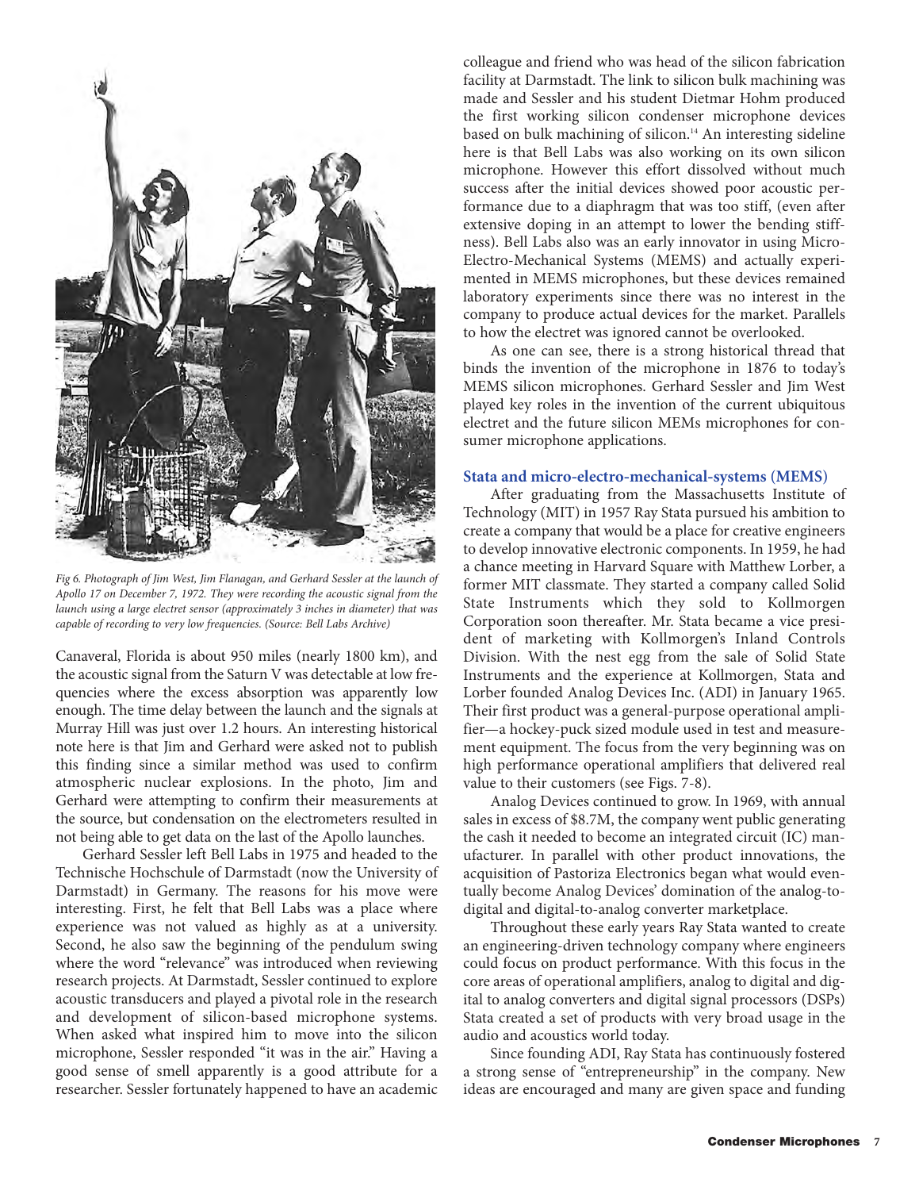*Fig 6. Photograph of Jim West, Jim Flanagan, and Gerhard Sessler at the launch of Apollo 17 on December 7, 1972. They were recording the acoustic signal from the launch using a large electret sensor (approximately 3 inches in diameter) that was capable of recording to very low frequencies. (Source: Bell Labs Archive)*

Canaveral, Florida is about 950 miles (nearly 1800 km), and the acoustic signal from the Saturn V was detectable at low frequencies where the excess absorption was apparently low enough. The time delay between the launch and the signals at Murray Hill was just over 1.2 hours. An interesting historical note here is that Jim and Gerhard were asked not to publish this finding since a similar method was used to confirm atmospheric nuclear explosions. In the photo, Jim and Gerhard were attempting to confirm their measurements at the source, but condensation on the electrometers resulted in not being able to get data on the last of the Apollo launches.

Gerhard Sessler left Bell Labs in 1975 and headed to the Technische Hochschule of Darmstadt (now the University of Darmstadt) in Germany. The reasons for his move were interesting. First, he felt that Bell Labs was a place where experience was not valued as highly as at a university. Second, he also saw the beginning of the pendulum swing where the word "relevance" was introduced when reviewing research projects. At Darmstadt, Sessler continued to explore acoustic transducers and played a pivotal role in the research and development of silicon-based microphone systems. When asked what inspired him to move into the silicon microphone, Sessler responded "it was in the air." Having a good sense of smell apparently is a good attribute for a researcher. Sessler fortunately happened to have an academic colleague and friend who was head of the silicon fabrication facility at Darmstadt. The link to silicon bulk machining was made and Sessler and his student Dietmar Hohm produced the first working silicon condenser microphone devices based on bulk machining of silicon.[14] An interesting sideline here is that Bell Labs was also working on its own silicon microphone. However this effort dissolved without much success after the initial devices showed poor acoustic performance due to a diaphragm that was too stiff, (even after extensive doping in an attempt to lower the bending stiffness). Bell Labs also was an early innovator in using Micro-Electro-Mechanical Systems (MEMS) and actually experimented in MEMS microphones, but these devices remained laboratory experiments since there was no interest in the company to produce actual devices for the market. Parallels to how the electret was ignored cannot be overlooked.

As one can see, there is a strong historical thread that binds the invention of the microphone in 1876 to today's MEMS silicon microphones. Gerhard Sessler and Jim West played key roles in the invention of the current ubiquitous electret and the future silicon MEMs microphones for consumer microphone applications.

### Stata and micro-electro-mechanical-systems (MEMS)

After graduating from the Massachusetts Institute of Technology (MIT) in 1957 Ray Stata pursued his ambition to create a company that would be a place for creative engineers to develop innovative electronic components. In 1959, he had a chance meeting in Harvard Square with Matthew Lorber, a former MIT classmate. They started a company called Solid State Instruments which they sold to Kollmorgen Corporation soon thereafter. Mr. Stata became a vice president of marketing with Kollmorgen's Inland Controls Division. With the nest egg from the sale of Solid State Instruments and the experience at Kollmorgen, Stata and Lorber founded Analog Devices Inc. (ADI) in January 1965. Their first product was a general-purpose operational amplifier—a hockey-puck sized module used in test and measurement equipment. The focus from the very beginning was on high performance operational amplifiers that delivered real value to their customers (see Figs. 7-8).

Analog Devices continued to grow. In 1969, with annual sales in excess of \$8.7M, the company went public generating the cash it needed to become an integrated circuit (IC) manufacturer. In parallel with other product innovations, the acquisition of Pastoriza Electronics began what would eventually become Analog Devices' domination of the analog-to-digital and digital-to-analog converter marketplace.

Throughout these early years Ray Stata wanted to create an engineering-driven technology company where engineers could focus on product performance. With this focus in the core areas of operational amplifiers, analog to digital and digital to analog converters and digital signal processors (DSPs) Stata created a set of products with very broad usage in the audio and acoustics world today.

Since founding ADI, Ray Stata has continuously fostered a strong sense of "entrepreneurship" in the company. New ideas are encouraged and many are given space and funding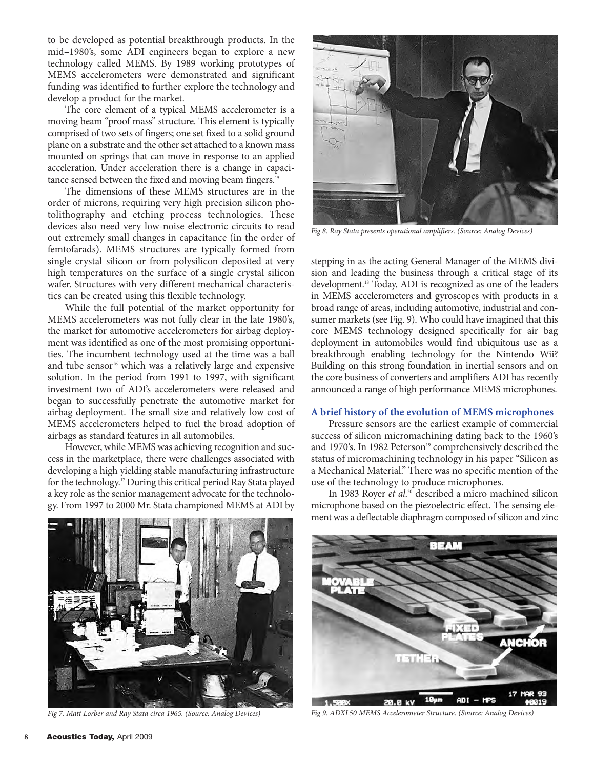to be developed as potential breakthrough products. In the mid–1980's, some ADI engineers began to explore a new technology called MEMS. By 1989 working prototypes of MEMS accelerometers were demonstrated and significant funding was identified to further explore the technology and develop a product for the market.

The core element of a typical MEMS accelerometer is a moving beam "proof mass" structure. This element is typically comprised of two sets of fingers; one set fixed to a solid ground plane on a substrate and the other set attached to a known mass mounted on springs that can move in response to an applied acceleration. Under acceleration there is a change in capacitance sensed between the fixed and moving beam fingers.[15]

The dimensions of these MEMS structures are in the order of microns, requiring very high precision silicon photolithography and etching process technologies. These devices also need very low-noise electronic circuits to read out extremely small changes in capacitance (in the order of femtofarads). MEMS structures are typically formed from single crystal silicon or from polysilicon deposited at very high temperatures on the surface of a single crystal silicon wafer. Structures with very different mechanical characteristics can be created using this flexible technology.

While the full potential of the market opportunity for MEMS accelerometers was not fully clear in the late 1980's, the market for automotive accelerometers for airbag deployment was identified as one of the most promising opportunities. The incumbent technology used at the time was a ball and tube sensor[16] which was a relatively large and expensive solution. In the period from 1991 to 1997, with significant investment two of ADI's accelerometers were released and began to successfully penetrate the automotive market for airbag deployment. The small size and relatively low cost of MEMS accelerometers helped to fuel the broad adoption of airbags as standard features in all automobiles.

However, while MEMS was achieving recognition and success in the marketplace, there were challenges associated with developing a high yielding stable manufacturing infrastructure for the technology.[17] During this critical period Ray Stata played a key role as the senior management advocate for the technology. From 1997 to 2000 Mr. Stata championed MEMS at ADI by stepping in as the acting General Manager of the MEMS division and leading the business through a critical stage of its development.[18] Today, ADI is recognized as one of the leaders in MEMS accelerometers and gyroscopes with products in a broad range of areas, including automotive, industrial and consumer markets (see Fig. 9). Who could have imagined that this core MEMS technology designed specifically for air bag deployment in automobiles would find ubiquitous use as a breakthrough enabling technology for the Nintendo Wii? Building on this strong foundation in inertial sensors and on the core business of converters and amplifiers ADI has recently announced a range of high performance MEMS microphones.

*Fig 7. Matt Lorber and Ray Stata circa 1965. (Source: Analog Devices)*

*Fig 8. Ray Stata presents operational amplifiers. (Source: Analog Devices)*

### A brief history of the evolution of MEMS microphones

Pressure sensors are the earliest example of commercial success of silicon micromachining dating back to the 1960's and 1970's. In 1982 Peterson[19] comprehensively described the status of micromachining technology in his paper "Silicon as a Mechanical Material." There was no specific mention of the use of the technology to produce microphones.

In 1983 Royer *et al.*[20] described a micro machined silicon microphone based on the piezoelectric effect. The sensing element was a deflectable diaphragm composed of silicon and zinc

*Fig 9. ADXL50 MEMS Accelerometer Structure. (Source: Analog Devices)*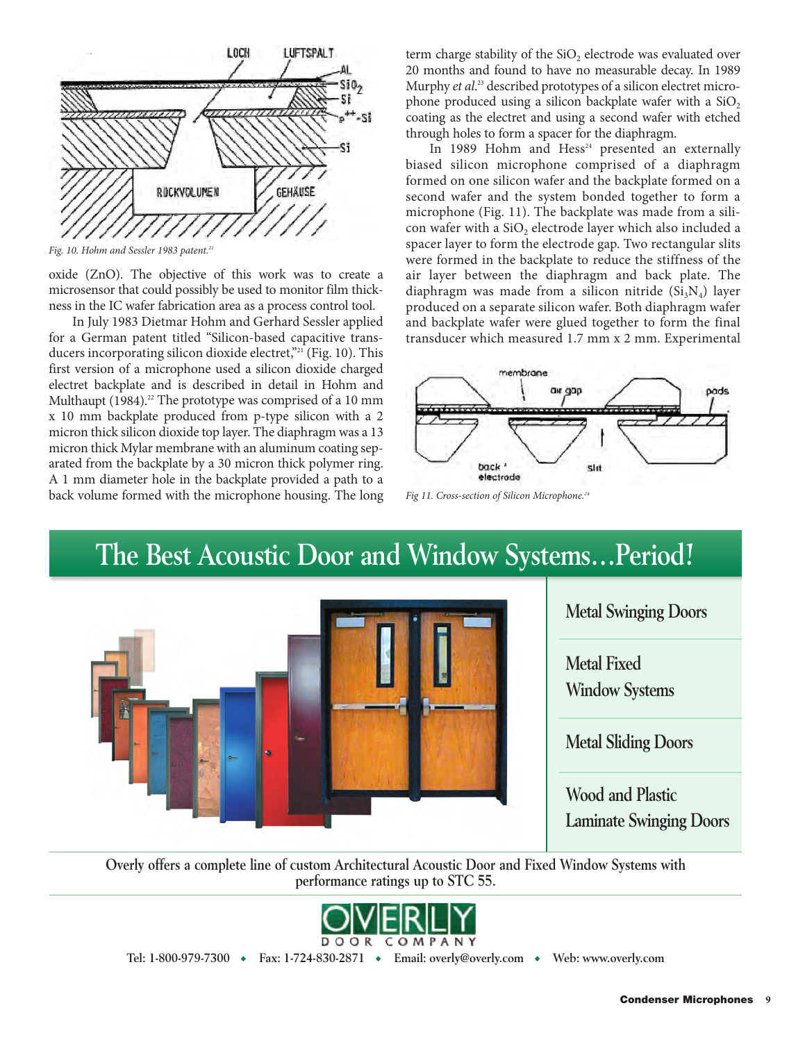Fig. 10. Hohm and Sessler 1983 patent.[21]

oxide (ZnO). The objective of this work was to create a microsensor that could possibly be used to monitor film thickness in the IC wafer fabrication area as a process control tool.

In July 1983 Dietmar Hohm and Gerhard Sessler applied for a German patent titled "Silicon-based capacitive transducers incorporating silicon dioxide electret,"[21] (Fig. 10). This first version of a microphone used a silicon dioxide charged electret backplate and is described in detail in Hohm and Multhaupt (1984).[22] The prototype was comprised of a 10 mm x 10 mm backplate produced from p-type silicon with a 2 micron thick silicon dioxide top layer. The diaphragm was a 13 micron thick Mylar membrane with an aluminum coating separated from the backplate by a 30 micron thick polymer ring. A 1 mm diameter hole in the backplate provided a path to a back volume formed with the microphone housing. The long term charge stability of the $SiO_2$ electrode was evaluated over 20 months and found to have no measurable decay. In 1989 Murphy *et al.*[23] described prototypes of a silicon electret microphone produced using a silicon backplate wafer with a $SiO_2$ coating as the electret and using a second wafer with etched through holes to form a spacer for the diaphragm.

In 1989 Hohm and Hess[24] presented an externally biased silicon microphone comprised of a diaphragm formed on one silicon wafer and the backplate formed on a second wafer and the system bonded together to form a microphone (Fig. 11). The backplate was made from a silicon wafer with a $SiO_2$ electrode layer which also included a spacer layer to form the electrode gap. Two rectangular slits were formed in the backplate to reduce the stiffness of the air layer between the diaphragm and back plate. The diaphragm was made from a silicon nitride ($Si_3N_4$) layer produced on a separate silicon wafer. Both diaphragm wafer and backplate wafer were glued together to form the final transducer which measured 1.7 mm x 2 mm. Experimental

*Fig 11. Cross-section of Silicon Microphone.[24]*

# The Best Acoustic Door and Window Systems…Period!

- Metal Swinging Doors
- Metal Fixed Window Systems
- Metal Sliding Doors
- Wood and Plastic Laminate Swinging Doors

**Overly offers a complete line of custom Architectural Acoustic Door and Fixed Window Systems with performance ratings up to STC 55.**

**OVERLY DOOR COMPANY**

**Tel: 1-800-979-7300 ◆ Fax: 1-724-830-2871 ◆ Email: overly@overly.com ◆ Web: www.overly.com**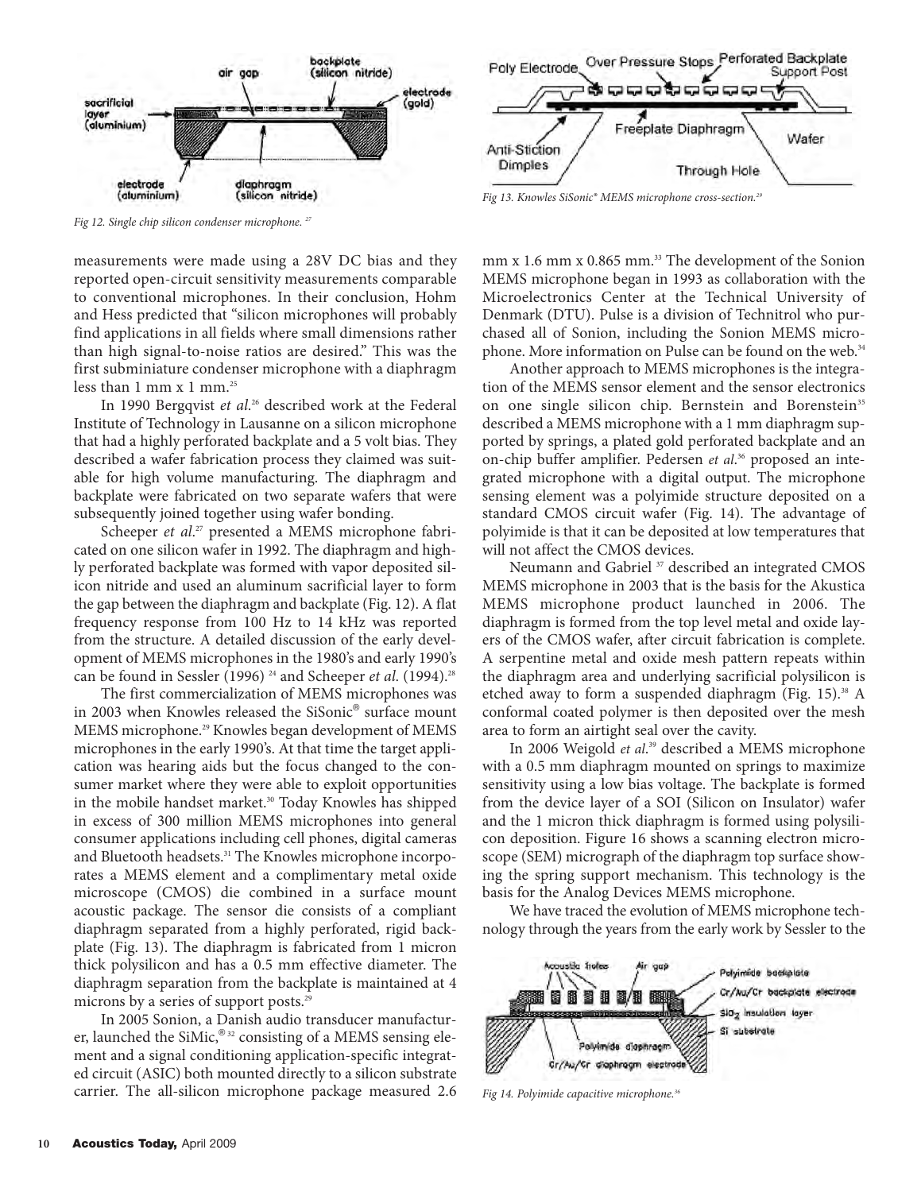Fig 12. Single chip silicon condenser microphone.[27]

Fig 13. Knowles SiSonic® MEMS microphone cross-section.[29]

measurements were made using a 28V DC bias and they reported open-circuit sensitivity measurements comparable to conventional microphones. In their conclusion, Hohm and Hess predicted that "silicon microphones will probably find applications in all fields where small dimensions rather than high signal-to-noise ratios are desired." This was the first subminiature condenser microphone with a diaphragm less than 1 mm x 1 mm.[25]

In 1990 Bergqvist *et al.*[26] described work at the Federal Institute of Technology in Lausanne on a silicon microphone that had a highly perforated backplate and a 5 volt bias. They described a wafer fabrication process they claimed was suitable for high volume manufacturing. The diaphragm and backplate were fabricated on two separate wafers that were subsequently joined together using wafer bonding.

Scheeper *et al.*[27] presented a MEMS microphone fabricated on one silicon wafer in 1992. The diaphragm and highly perforated backplate was formed with vapor deposited silicon nitride and used an aluminum sacrificial layer to form the gap between the diaphragm and backplate (Fig. 12). A flat frequency response from 100 Hz to 14 kHz was reported from the structure. A detailed discussion of the early development of MEMS microphones in the 1980's and early 1990's can be found in Sessler (1996) [24] and Scheeper *et al.* (1994).[28]

The first commercialization of MEMS microphones was in 2003 when Knowles released the SiSonic® surface mount MEMS microphone.[29] Knowles began development of MEMS microphones in the early 1990's. At that time the target application was hearing aids but the focus changed to the consumer market where they were able to exploit opportunities in the mobile handset market.[30] Today Knowles has shipped in excess of 300 million MEMS microphones into general consumer applications including cell phones, digital cameras and Bluetooth headsets.[31] The Knowles microphone incorporates a MEMS element and a complimentary metal oxide microscope (CMOS) die combined in a surface mount acoustic package. The sensor die consists of a compliant diaphragm separated from a highly perforated, rigid backplate (Fig. 13). The diaphragm is fabricated from 1 micron thick polysilicon and has a 0.5 mm effective diameter. The diaphragm separation from the backplate is maintained at 4 microns by a series of support posts.[29]

In 2005 Sonion, a Danish audio transducer manufacturer, launched the SiMic,®[32] consisting of a MEMS sensing element and a signal conditioning application-specific integrated circuit (ASIC) both mounted directly to a silicon substrate carrier. The all-silicon microphone package measured 2.6 mm x 1.6 mm x 0.865 mm.[33] The development of the Sonion MEMS microphone began in 1993 as collaboration with the Microelectronics Center at the Technical University of Denmark (DTU). Pulse is a division of Technitrol who purchased all of Sonion, including the Sonion MEMS microphone. More information on Pulse can be found on the web.[34]

Another approach to MEMS microphones is the integration of the MEMS sensor element and the sensor electronics on one single silicon chip. Bernstein and Borenstein[35] described a MEMS microphone with a 1 mm diaphragm supported by springs, a plated gold perforated backplate and an on-chip buffer amplifier. Pedersen *et al.*[36] proposed an integrated microphone with a digital output. The microphone sensing element was a polyimide structure deposited on a standard CMOS circuit wafer (Fig. 14). The advantage of polyimide is that it can be deposited at low temperatures that will not affect the CMOS devices.

Neumann and Gabriel [37] described an integrated CMOS MEMS microphone in 2003 that is the basis for the Akustica MEMS microphone product launched in 2006. The diaphragm is formed from the top level metal and oxide layers of the CMOS wafer, after circuit fabrication is complete. A serpentine metal and oxide mesh pattern repeats within the diaphragm area and underlying sacrificial polysilicon is etched away to form a suspended diaphragm (Fig. 15).[38] A conformal coated polymer is then deposited over the mesh area to form an airtight seal over the cavity.

In 2006 Weigold *et al.*[39] described a MEMS microphone with a 0.5 mm diaphragm mounted on springs to maximize sensitivity using a low bias voltage. The backplate is formed from the device layer of a SOI (Silicon on Insulator) wafer and the 1 micron thick diaphragm is formed using polysilicon deposition. Figure 16 shows a scanning electron microscope (SEM) micrograph of the diaphragm top surface showing the spring support mechanism. This technology is the basis for the Analog Devices MEMS microphone.

We have traced the evolution of MEMS microphone technology through the years from the early work by Sessler to the

Fig 14. Polyimide capacitive microphone.[36]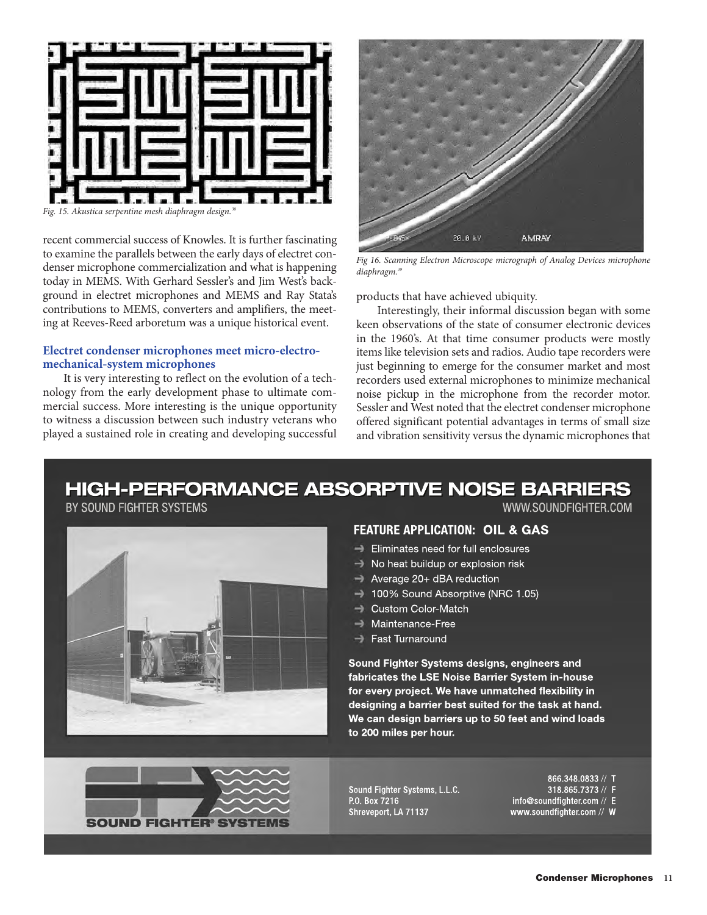Fig. 15. Akustica serpentine mesh diaphragm design.[38]

recent commercial success of Knowles. It is further fascinating to examine the parallels between the early days of electret condenser microphone commercialization and what is happening today in MEMS. With Gerhard Sessler's and Jim West's background in electret microphones and MEMS and Ray Stata's contributions to MEMS, converters and amplifiers, the meeting at Reeves-Reed arboretum was a unique historical event.

### Electret condenser microphones meet micro-electro-mechanical-system microphones

It is very interesting to reflect on the evolution of a technology from the early development phase to ultimate commercial success. More interesting is the unique opportunity to witness a discussion between such industry veterans who played a sustained role in creating and developing successful products that have achieved ubiquity.

Interestingly, their informal discussion began with some keen observations of the state of consumer electronic devices in the 1960's. At that time consumer products were mostly items like television sets and radios. Audio tape recorders were just beginning to emerge for the consumer market and most recorders used external microphones to minimize mechanical noise pickup in the microphone from the recorder motor. Sessler and West noted that the electret condenser microphone offered significant potential advantages in terms of small size and vibration sensitivity versus the dynamic microphones that

Fig 16. Scanning Electron Microscope micrograph of Analog Devices microphone diaphragm.[39]

## HIGH-PERFORMANCE ABSORPTIVE NOISE BARRIERS

BY SOUND FIGHTER SYSTEMS — WWW.SOUNDFIGHTER.COM

**FEATURE APPLICATION: OIL & GAS**

- Eliminates need for full enclosures
- No heat buildup or explosion risk
- Average 20+ dBA reduction
- 100% Sound Absorptive (NRC 1.05)
- Custom Color-Match
- Maintenance-Free
- Fast Turnaround

**Sound Fighter Systems designs, engineers and fabricates the LSE Noise Barrier System in-house for every project. We have unmatched flexibility in designing a barrier best suited for the task at hand. We can design barriers up to 50 feet and wind loads to 200 miles per hour.**

SOUND FIGHTER® SYSTEMS

Sound Fighter Systems, L.L.C.
P.O. Box 7216
Shreveport, LA 71137

866.348.0833 // T
318.865.7373 // F
info@soundfighter.com // E
www.soundfighter.com // W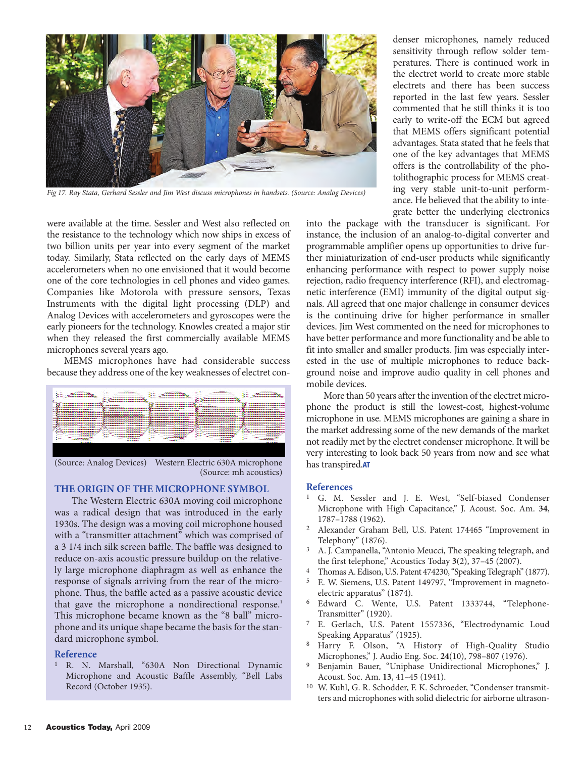Fig 17. Ray Stata, Gerhard Sessler and Jim West discuss microphones in handsets. (Source: Analog Devices)

were available at the time. Sessler and West also reflected on the resistance to the technology which now ships in excess of two billion units per year into every segment of the market today. Similarly, Stata reflected on the early days of MEMS accelerometers when no one envisioned that it would become one of the core technologies in cell phones and video games. Companies like Motorola with pressure sensors, Texas Instruments with the digital light processing (DLP) and Analog Devices with accelerometers and gyroscopes were the early pioneers for the technology. Knowles created a major stir when they released the first commercially available MEMS microphones several years ago.

MEMS microphones have had considerable success because they address one of the key weaknesses of electret condenser microphones, namely reduced sensitivity through reflow solder temperatures. There is continued work in the electret world to create more stable electrets and there has been success reported in the last few years. Sessler commented that he still thinks it is too early to write-off the ECM but agreed that MEMS offers significant potential advantages. Stata stated that he feels that one of the key advantages that MEMS offers is the controllability of the photolithographic process for MEMS creating very stable unit-to-unit performance. He believed that the ability to integrate better the underlying electronics into the package with the transducer is significant. For instance, the inclusion of an analog-to-digital converter and programmable amplifier opens up opportunities to drive further miniaturization of end-user products while significantly enhancing performance with respect to power supply noise rejection, radio frequency interference (RFI), and electromagnetic interference (EMI) immunity of the digital output signals. All agreed that one major challenge in consumer devices is the continuing drive for higher performance in smaller devices. Jim West commented on the need for microphones to have better performance and more functionality and be able to fit into smaller and smaller products. Jim was especially interested in the use of multiple microphones to reduce background noise and improve audio quality in cell phones and mobile devices.

More than 50 years after the invention of the electret microphone the product is still the lowest-cost, highest-volume microphone in use. MEMS microphones are gaining a share in the market addressing some of the new demands of the market not readily met by the electret condenser microphone. It will be very interesting to look back 50 years from now and see what has transpired.**AT**

(Source: Analog Devices) Western Electric 630A microphone (Source: mh acoustics)

## THE ORIGIN OF THE MICROPHONE SYMBOL

The Western Electric 630A moving coil microphone was a radical design that was introduced in the early 1930s. The design was a moving coil microphone housed with a "transmitter attachment" which was comprised of a 3 1/4 inch silk screen baffle. The baffle was designed to reduce on-axis acoustic pressure buildup on the relatively large microphone diaphragm as well as enhance the response of signals arriving from the rear of the microphone. Thus, the baffle acted as a passive acoustic device that gave the microphone a nondirectional response.[1] This microphone became known as the "8 ball" microphone and its unique shape became the basis for the standard microphone symbol.

### Reference

1. R. N. Marshall, "630A Non Directional Dynamic Microphone and Acoustic Baffle Assembly, "Bell Labs Record (October 1935).

## References

1. G. M. Sessler and J. E. West, "Self-biased Condenser Microphone with High Capacitance," J. Acoust. Soc. Am. **34**, 1787–1788 (1962).
2. Alexander Graham Bell, U.S. Patent 174465 "Improvement in Telephony" (1876).
3. A. J. Campanella, "Antonio Meucci, The speaking telegraph, and the first telephone," Acoustics Today **3**(2), 37–45 (2007).
4. Thomas A. Edison, U.S. Patent 474230, "Speaking Telegraph" (1877).
5. E. W. Siemens, U.S. Patent 149797, "Improvement in magneto-electric apparatus" (1874).
6. Edward C. Wente, U.S. Patent 1333744, "Telephone-Transmitter" (1920).
7. E. Gerlach, U.S. Patent 1557336, "Electrodynamic Loud Speaking Apparatus" (1925).
8. Harry F. Olson, "A History of High-Quality Studio Microphones," J. Audio Eng. Soc. **24**(10), 798–807 (1976).
9. Benjamin Bauer, "Uniphase Unidirectional Microphones," J. Acoust. Soc. Am. **13**, 41–45 (1941).
10. W. Kuhl, G. R. Schodder, F. K. Schroeder, "Condenser transmitters and microphones with solid dielectric for airborne ultrason-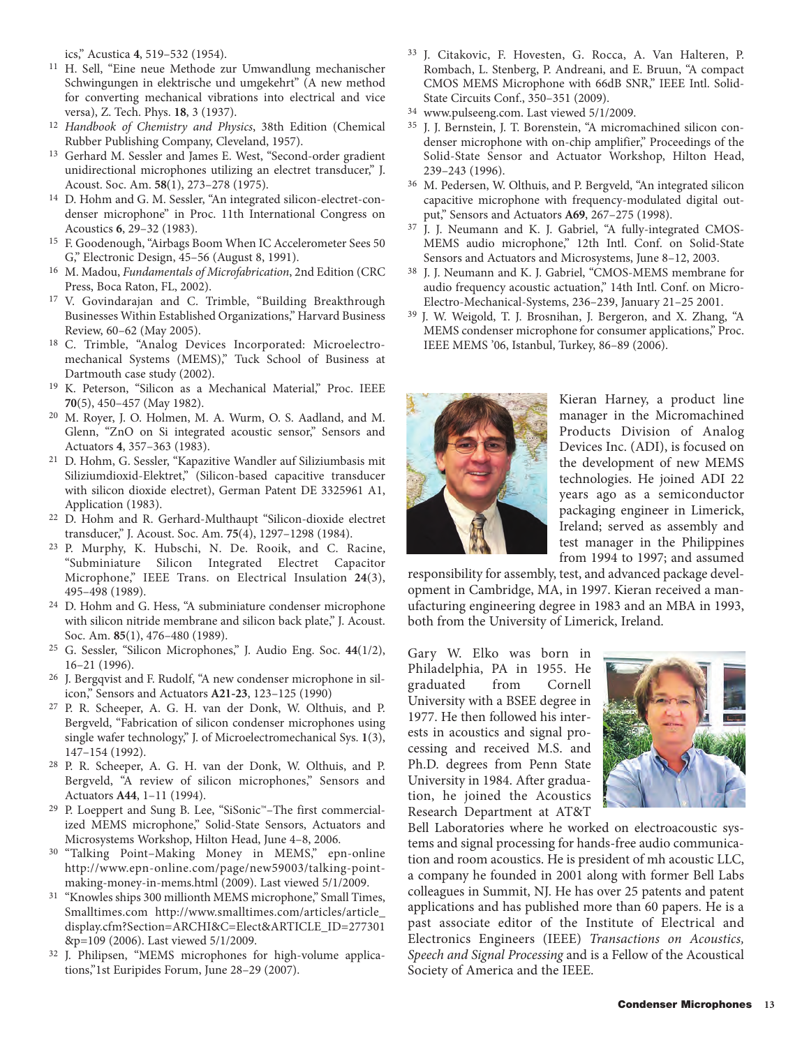ics," Acustica **4**, 519–532 (1954).

[11] H. Sell, "Eine neue Methode zur Umwandlung mechanischer Schwingungen in elektrische und umgekehrt" (A new method for converting mechanical vibrations into electrical and vice versa), Z. Tech. Phys. **18**, 3 (1937).

[12] *Handbook of Chemistry and Physics*, 38th Edition (Chemical Rubber Publishing Company, Cleveland, 1957).

[13] Gerhard M. Sessler and James E. West, "Second-order gradient unidirectional microphones utilizing an electret transducer," J. Acoust. Soc. Am. **58**(1), 273–278 (1975).

[14] D. Hohm and G. M. Sessler, "An integrated silicon-electret-condenser microphone" in Proc. 11th International Congress on Acoustics **6**, 29–32 (1983).

[15] F. Goodenough, "Airbags Boom When IC Accelerometer Sees 50 G," Electronic Design, 45–56 (August 8, 1991).

[16] M. Madou, *Fundamentals of Microfabrication*, 2nd Edition (CRC Press, Boca Raton, FL, 2002).

[17] V. Govindarajan and C. Trimble, "Building Breakthrough Businesses Within Established Organizations," Harvard Business Review, 60–62 (May 2005).

[18] C. Trimble, "Analog Devices Incorporated: Microelectromechanical Systems (MEMS)," Tuck School of Business at Dartmouth case study (2002).

[19] K. Peterson, "Silicon as a Mechanical Material," Proc. IEEE **70**(5), 450–457 (May 1982).

[20] M. Royer, J. O. Holmen, M. A. Wurm, O. S. Aadland, and M. Glenn, "ZnO on Si integrated acoustic sensor," Sensors and Actuators **4**, 357–363 (1983).

[21] D. Hohm, G. Sessler, "Kapazitive Wandler auf Siliziumbasis mit Siliziumdioxid-Elektret," (Silicon-based capacitive transducer with silicon dioxide electret), German Patent DE 3325961 A1, Application (1983).

[22] D. Hohm and R. Gerhard-Multhaupt "Silicon-dioxide electret transducer," J. Acoust. Soc. Am. **75**(4), 1297–1298 (1984).

[23] P. Murphy, K. Hubschi, N. De. Rooik, and C. Racine, "Subminiature Silicon Integrated Electret Capacitor Microphone," IEEE Trans. on Electrical Insulation **24**(3), 495–498 (1989).

[24] D. Hohm and G. Hess, "A subminiature condenser microphone with silicon nitride membrane and silicon back plate," J. Acoust. Soc. Am. **85**(1), 476–480 (1989).

[25] G. Sessler, "Silicon Microphones," J. Audio Eng. Soc. **44**(1/2), 16–21 (1996).

[26] J. Bergqvist and F. Rudolf, "A new condenser microphone in silicon," Sensors and Actuators **A21-23**, 123–125 (1990)

[27] P. R. Scheeper, A. G. H. van der Donk, W. Olthuis, and P. Bergveld, "Fabrication of silicon condenser microphones using single wafer technology," J. of Microelectromechanical Sys. **1**(3), 147–154 (1992).

[28] P. R. Scheeper, A. G. H. van der Donk, W. Olthuis, and P. Bergveld, "A review of silicon microphones," Sensors and Actuators **A44**, 1–11 (1994).

[29] P. Loeppert and Sung B. Lee, "SiSonic™–The first commercialized MEMS microphone," Solid-State Sensors, Actuators and Microsystems Workshop, Hilton Head, June 4–8, 2006.

[30] "Talking Point–Making Money in MEMS," epn-online http://www.epn-online.com/page/new59003/talking-point-making-money-in-mems.html (2009). Last viewed 5/1/2009.

[31] "Knowles ships 300 millionth MEMS microphone," Small Times, Smalltimes.com http://www.smalltimes.com/articles/article_display.cfm?Section=ARCHI&C=Elect&ARTICLE_ID=277301&p=109 (2006). Last viewed 5/1/2009.

[32] J. Philipsen, "MEMS microphones for high-volume applications,"1st Euripides Forum, June 28–29 (2007).

[33] J. Citakovic, F. Hovesten, G. Rocca, A. Van Halteren, P. Rombach, L. Stenberg, P. Andreani, and E. Bruun, "A compact CMOS MEMS Microphone with 66dB SNR," IEEE Intl. Solid-State Circuits Conf., 350–351 (2009).

[34] www.pulseeng.com. Last viewed 5/1/2009.

[35] J. J. Bernstein, J. T. Borenstein, "A micromachined silicon condenser microphone with on-chip amplifier," Proceedings of the Solid-State Sensor and Actuator Workshop, Hilton Head, 239–243 (1996).

[36] M. Pedersen, W. Olthuis, and P. Bergveld, "An integrated silicon capacitive microphone with frequency-modulated digital output," Sensors and Actuators **A69**, 267–275 (1998).

[37] J. J. Neumann and K. J. Gabriel, "A fully-integrated CMOS-MEMS audio microphone," 12th Intl. Conf. on Solid-State Sensors and Actuators and Microsystems, June 8–12, 2003.

[38] J. J. Neumann and K. J. Gabriel, "CMOS-MEMS membrane for audio frequency acoustic actuation," 14th Intl. Conf. on Micro-Electro-Mechanical-Systems, 236–239, January 21–25 2001.

[39] J. W. Weigold, T. J. Brosnihan, J. Bergeron, and X. Zhang, "A MEMS condenser microphone for consumer applications," Proc. IEEE MEMS '06, Istanbul, Turkey, 86–89 (2006).

Kieran Harney, a product line manager in the Micromachined Products Division of Analog Devices Inc. (ADI), is focused on the development of new MEMS technologies. He joined ADI 22 years ago as a semiconductor packaging engineer in Limerick, Ireland; served as assembly and test manager in the Philippines from 1994 to 1997; and assumed responsibility for assembly, test, and advanced package development in Cambridge, MA, in 1997. Kieran received a manufacturing engineering degree in 1983 and an MBA in 1993, both from the University of Limerick, Ireland.

Gary W. Elko was born in Philadelphia, PA in 1955. He graduated from Cornell University with a BSEE degree in 1977. He then followed his interests in acoustics and signal processing and received M.S. and Ph.D. degrees from Penn State University in 1984. After graduation, he joined the Acoustics Research Department at AT&T Bell Laboratories where he worked on electroacoustic systems and signal processing for hands-free audio communication and room acoustics. He is president of mh acoustic LLC, a company he founded in 2001 along with former Bell Labs colleagues in Summit, NJ. He has over 25 patents and patent applications and has published more than 60 papers. He is a past associate editor of the Institute of Electrical and Electronics Engineers (IEEE) *Transactions on Acoustics, Speech and Signal Processing* and is a Fellow of the Acoustical Society of America and the IEEE.